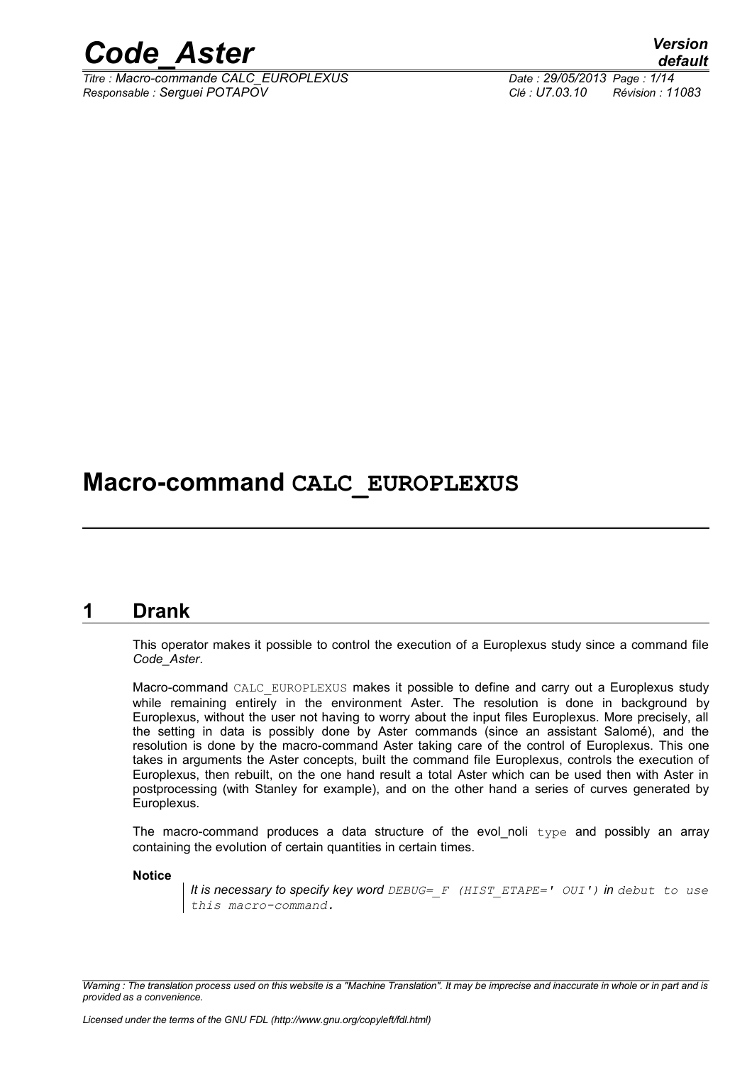# Macro-command CALC_EUROPLEXUS

## 1 Drank

This operator makes it possible to control the execution of a Europlexus study since a command file *Code_Aster*.

Macro-command CALC_EUROPLEXUS makes it possible to define and carry out a Europlexus study while remaining entirely in the environment Aster. The resolution is done in background by Europlexus, without the user not having to worry about the input files Europlexus. More precisely, all the setting in data is possibly done by Aster commands (since an assistant Salomé), and the resolution is done by the macro-command Aster taking care of the control of Europlexus. This one takes in arguments the Aster concepts, built the command file Europlexus, controls the execution of Europlexus, then rebuilt, on the one hand result a total Aster which can be used then with Aster in postprocessing (with Stanley for example), and on the other hand a series of curves generated by Europlexus.

The macro-command produces a data structure of the evol_noli type and possibly an array containing the evolution of certain quantities in certain times.

**Notice**

> *It is necessary to specify key word DEBUG=_F (HIST_ETAPE=' OUI') in debut to use this macro-command.*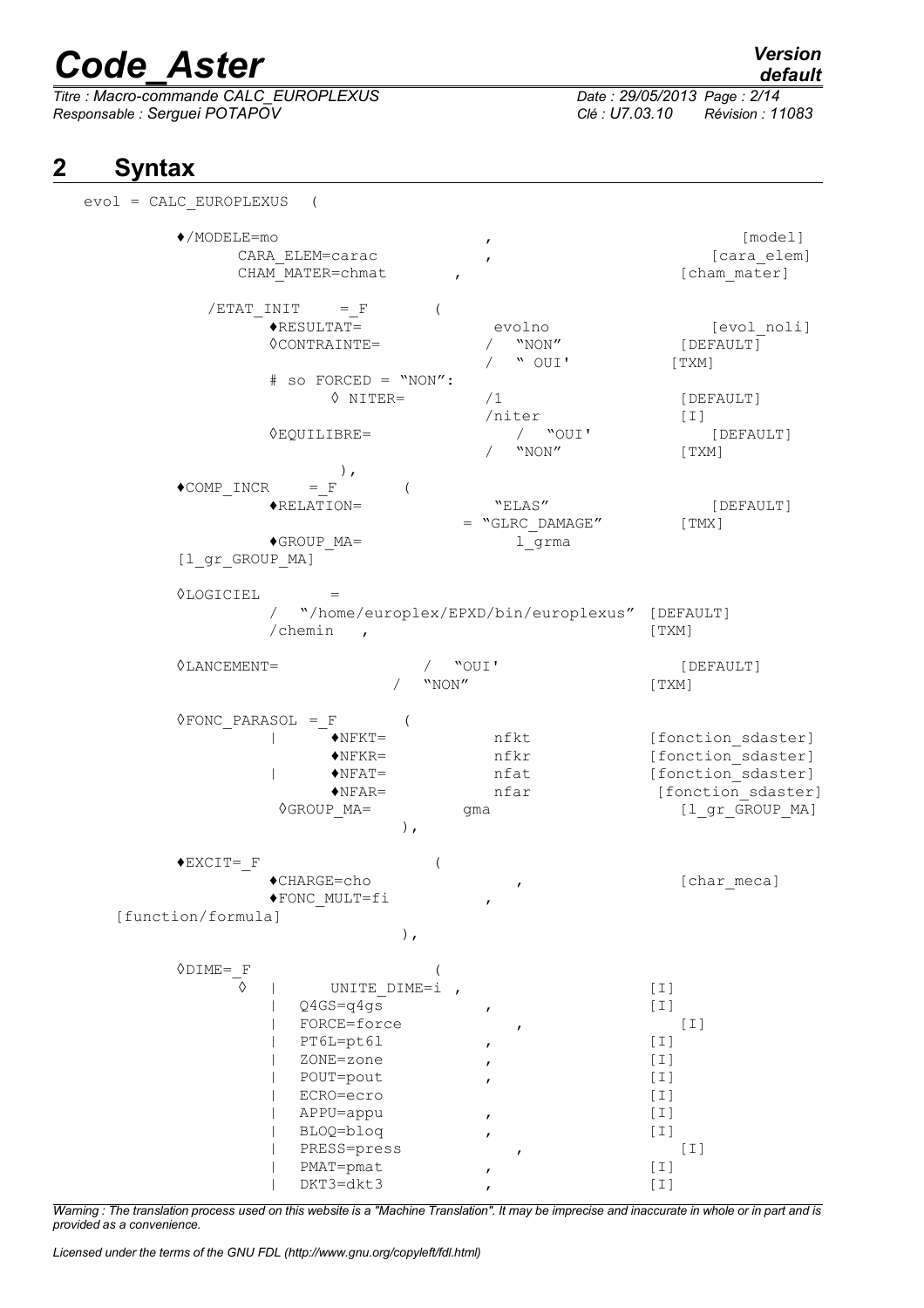## 2 Syntax

```
evol = CALC_EUROPLEXUS   (

        ♦/MODELE=mo                          ,                        [model]
              CARA_ELEM=carac                ,                     [cara_elem]
              CHAM_MATER=chmat        ,                          [cham_mater]

           /ETAT_INIT    = _F        (
                ♦RESULTAT=                 evolno                [evol_noli]
                ◊CONTRAINTE=             /   "NON"             [DEFAULT]
                                         /   " OUI'           [TXM]
                # so FORCED = "NON":
                      ◊ NITER=          /1                     [DEFAULT]
                                        /niter                 [I]
                ◊EQUILIBRE=                /   "OUI'              [DEFAULT]
                                         /   "NON"             [TXM]
                      ),
        ♦COMP_INCR    = _F        (
                ♦RELATION=                 "ELAS"                [DEFAULT]
                                       = "GLRC_DAMAGE"         [TMX]
                ♦GROUP_MA=                   l_grma
        [l_gr_GROUP_MA]

        ◊LOGICIEL       =
                /  "/home/europlex/EPXD/bin/europlexus"  [DEFAULT]
                /chemin   ,                              [TXM]

        ◊LANCEMENT=                 /   "OUI'              [DEFAULT]
                                /   "NON"                  [TXM]

        ◊FONC_PARASOL  = _F        (
                |       ♦NFKT=            nfkt           [fonction_sdaster]
                        ♦NFKR=            nfkr           [fonction_sdaster]
                |       ♦NFAT=            nfat           [fonction_sdaster]
                        ♦NFAR=            nfar            [fonction_sdaster]
                 ◊GROUP_MA=            gma                   [l_gr_GROUP_MA]
                            ),

        ♦EXCIT=_F                   (
                ♦CHARGE=cho                      ,             [char_meca]
                ♦FONC_MULT=fi             ,
    [function/formula]
                            ),

        ◊DIME=_F                    (
              ◊   |     UNITE_DIME=i ,                 [I]
                  |   Q4GS=q4gs             ,          [I]
                  |   FORCE=force                ,        [I]
                  |   PT6L=pt6l             ,          [I]
                  |   ZONE=zone             ,          [I]
                  |   POUT=pout             ,          [I]
                  |   ECRO=ecro                        [I]
                  |   APPU=appu             ,          [I]
                  |   BLOQ=bloq             ,          [I]
                  |   PRESS=press                ,        [I]
                  |   PMAT=pmat             ,          [I]
                  |   DKT3=dkt3             ,          [I]
```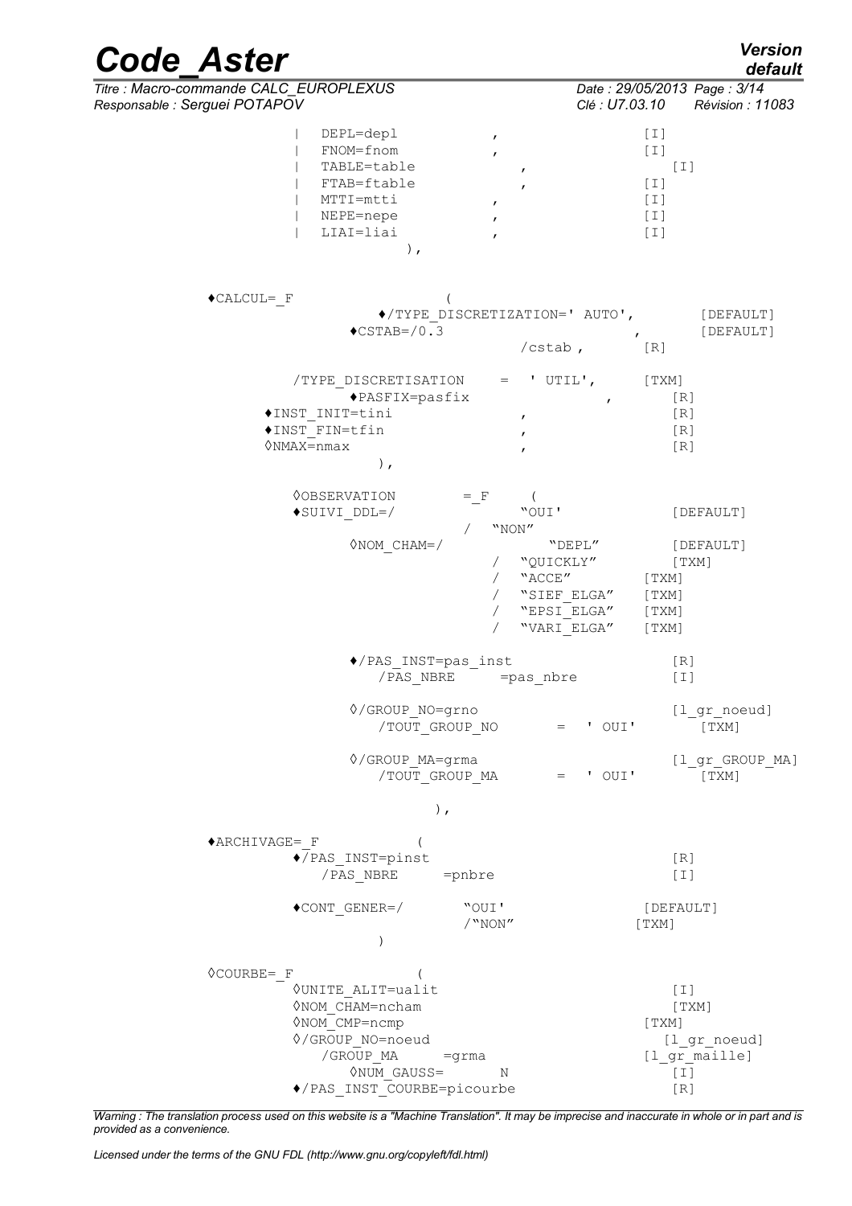```
              |  DEPL=depl           ,                    [I]
              |  FNOM=fnom           ,                    [I]
              |  TABLE=table            ,                    [I]
              |  FTAB=ftable            ,                 [I]
              |  MTTI=mtti           ,                    [I]
              |  NEPE=nepe           ,                    [I]
              |  LIAI=liai           ,                    [I]
                         ),


♦CALCUL=_F                 (
                ♦/TYPE_DISCRETIZATION=' AUTO',        [DEFAULT]
              ♦CSTAB=/0.3                       ,        [DEFAULT]
                                   /cstab ,       [R]

         /TYPE_DISCRETISATION    =  ' UTIL',      [TXM]
              ♦PASFIX=pasfix                  ,       [R]
      ♦INST_INIT=tini                  ,                  [R]
      ♦INST_FIN=tfin                   ,                  [R]
      ◊NMAX=nmax                       ,                  [R]
                   ),

         ◊OBSERVATION        =_F     (
         ♦SUIVI_DDL=/               "OUI'              [DEFAULT]
                                 /  "NON"
              ◊NOM_CHAM=/              "DEPL"          [DEFAULT]
                                  /  "QUICKLY"        [TXM]
                                  /  "ACCE"        [TXM]
                                  /  "SIEF_ELGA"   [TXM]
                                  /  "EPSI_ELGA"   [TXM]
                                  /  "VARI_ELGA"   [TXM]

              ♦/PAS_INST=pas_inst                        [R]
                 /PAS_NBRE     =pas_nbre                 [I]

              ◊/GROUP_NO=grno                            [l_gr_noeud]
                 /TOUT_GROUP_NO       =  ' OUI'        [TXM]

              ◊/GROUP_MA=grma                            [l_gr_GROUP_MA]
                 /TOUT_GROUP_MA       =  ' OUI'        [TXM]

                         ),

♦ARCHIVAGE=_F          (
         ♦/PAS_INST=pinst                                [R]
            /PAS_NBRE     =pnbre                         [I]

         ♦CONT_GENER=/       "OUI'                 [DEFAULT]
                             /"NON"               [TXM]
                   )

◊COURBE=_F             (
         ◊UNITE_ALIT=ualit                               [I]
         ◊NOM_CHAM=ncham                                 [TXM]
         ◊NOM_CMP=ncmp                               [TXM]
         ◊/GROUP_NO=noeud                               [l_gr_noeud]
            /GROUP_MA     =grma                     [l_gr_maille]
              ◊NUM_GAUSS=      N                         [I]
         ♦/PAS_INST_COURBE=picourbe                      [R]
```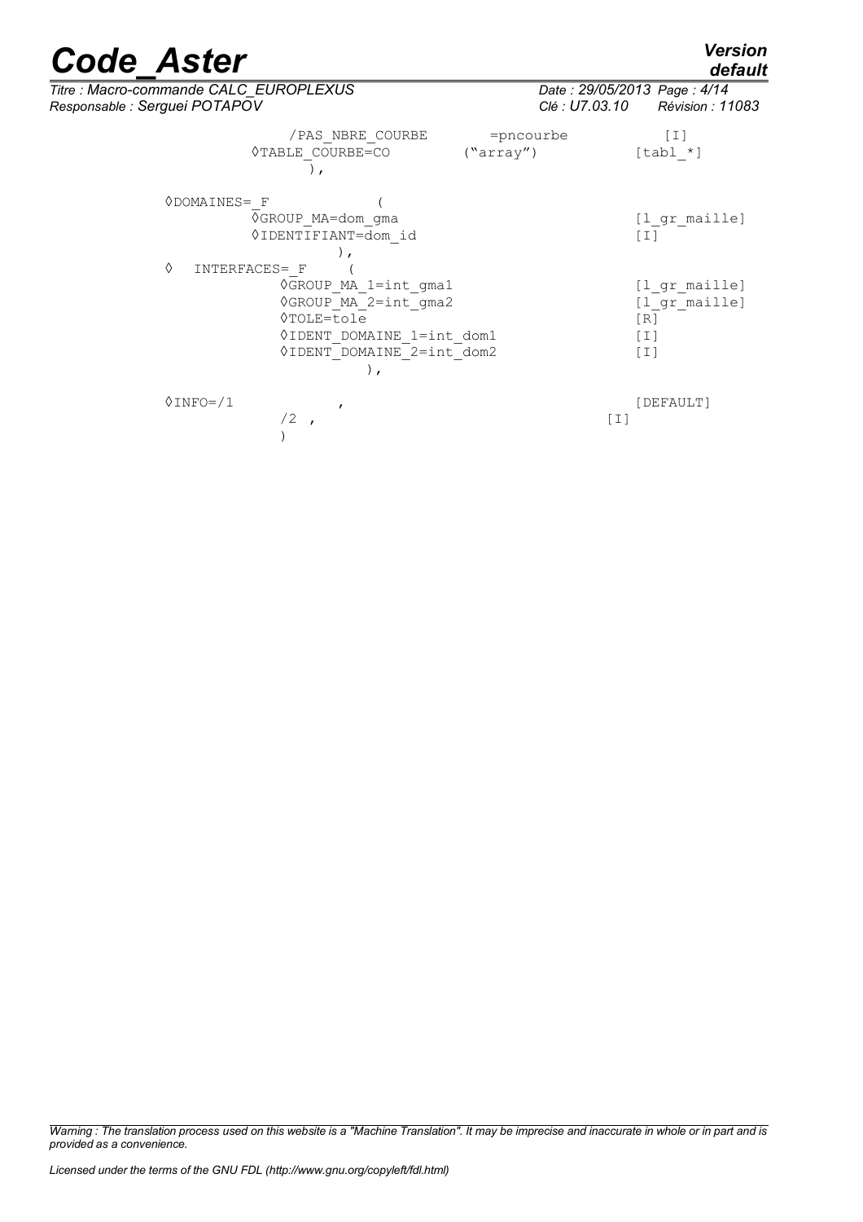```
                /PAS_NBRE_COURBE        =pncourbe           [I]
            ◊TABLE_COURBE=CO          ("array")           [tabl_*]
                ),

    ◊DOMAINES=_F          (
            ◊GROUP_MA=dom_gma                               [l_gr_maille]
            ◊IDENTIFIANT=dom_id                             [I]
                    ),
    ◊   INTERFACES=_F     (
                ◊GROUP_MA_1=int_gma1                        [l_gr_maille]
                ◊GROUP_MA_2=int_gma2                        [l_gr_maille]
                ◊TOLE=tole                                  [R]
                ◊IDENT_DOMAINE_1=int_dom1                   [I]
                ◊IDENT_DOMAINE_2=int_dom2                   [I]
                        ),

    ◊INFO=/1              ,                                 [DEFAULT]
            /2  ,                                       [I]
            )
```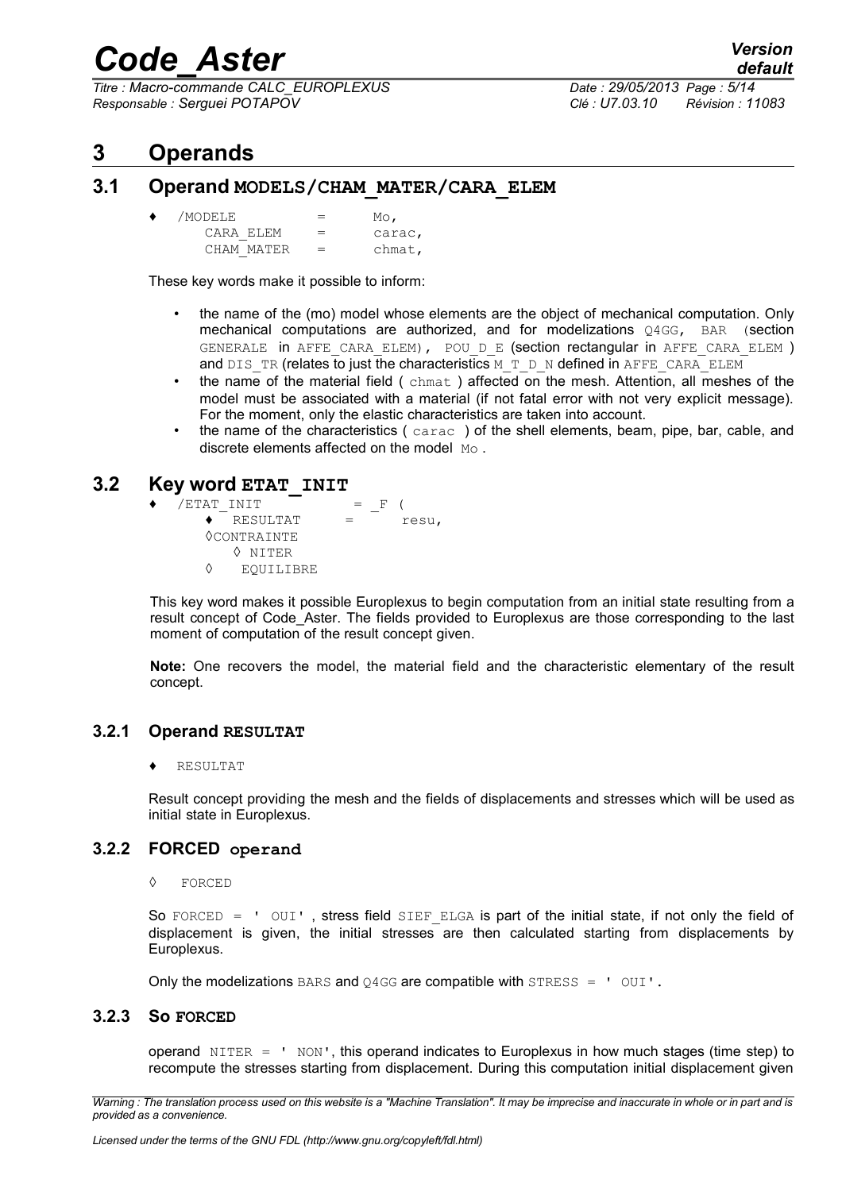# 3 Operands

## 3.1 Operand MODELS/CHAM_MATER/CARA_ELEM

```
♦   /MODELE       =     Mo,
     CARA_ELEM    =     carac,
     CHAM_MATER   =     chmat,
```

These key words make it possible to inform:

- the name of the (mo) model whose elements are the object of mechanical computation. Only mechanical computations are authorized, and for modelizations Q4GG, BAR (section GENERALE in AFFE_CARA_ELEM), POU_D_E (section rectangular in AFFE_CARA_ELEM ) and DIS_TR (relates to just the characteristics M_T_D_N defined in AFFE_CARA_ELEM
- the name of the material field ( chmat ) affected on the mesh. Attention, all meshes of the model must be associated with a material (if not fatal error with not very explicit message). For the moment, only the elastic characteristics are taken into account.
- the name of the characteristics ( carac ) of the shell elements, beam, pipe, bar, cable, and discrete elements affected on the model Mo .

## 3.2 Key word ETAT_INIT

```
♦   /ETAT_INIT          = _F (
       ♦  RESULTAT      =      resu,
       ◊CONTRAINTE
          ◊ NITER
       ◊   EQUILIBRE
```

This key word makes it possible Europlexus to begin computation from an initial state resulting from a result concept of Code_Aster. The fields provided to Europlexus are those corresponding to the last moment of computation of the result concept given.

**Note:** One recovers the model, the material field and the characteristic elementary of the result concept.

### 3.2.1 Operand RESULTAT

♦ RESULTAT

Result concept providing the mesh and the fields of displacements and stresses which will be used as initial state in Europlexus.

### 3.2.2 FORCED operand

◊ FORCED

So FORCED = ' OUI' , stress field SIEF_ELGA is part of the initial state, if not only the field of displacement is given, the initial stresses are then calculated starting from displacements by Europlexus.

Only the modelizations BARS and Q4GG are compatible with STRESS = ' OUI'.

### 3.2.3 So FORCED

operand NITER = ' NON', this operand indicates to Europlexus in how much stages (time step) to recompute the stresses starting from displacement. During this computation initial displacement given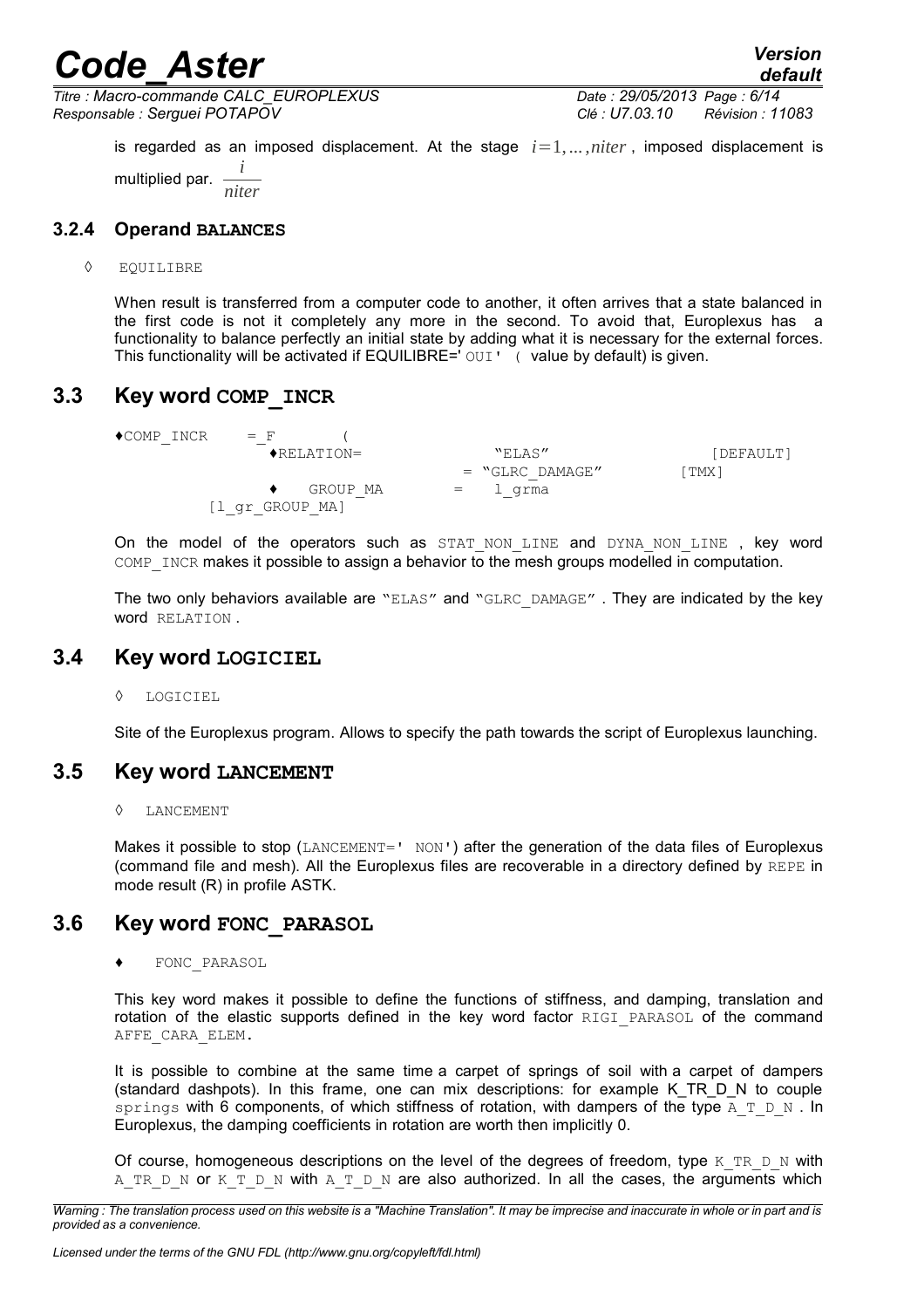is regarded as an imposed displacement. At the stage $i=1,\ldots,niter$ , imposed displacement is multiplied par. $\frac{i}{niter}$

#### 3.2.4 Operand BALANCES

◊ EQUILIBRE

When result is transferred from a computer code to another, it often arrives that a state balanced in the first code is not it completely any more in the second. To avoid that, Europlexus has a functionality to balance perfectly an initial state by adding what it is necessary for the external forces. This functionality will be activated if EQUILIBRE=' OUI' ( value by default) is given.

## 3.3 Key word COMP_INCR

```
♦COMP_INCR    =_F       (
              ♦RELATION=              "ELAS"                 [DEFAULT]
                                    = "GLRC_DAMAGE"         [TMX]
              ♦    GROUP_MA      =    l_grma
        [l_gr_GROUP_MA]
```

On the model of the operators such as STAT_NON_LINE and DYNA_NON_LINE , key word COMP_INCR makes it possible to assign a behavior to the mesh groups modelled in computation.

The two only behaviors available are "ELAS" and "GLRC_DAMAGE" . They are indicated by the key word RELATION .

## 3.4 Key word LOGICIEL

◊ LOGICIEL

Site of the Europlexus program. Allows to specify the path towards the script of Europlexus launching.

## 3.5 Key word LANCEMENT

◊ LANCEMENT

Makes it possible to stop (LANCEMENT=' NON') after the generation of the data files of Europlexus (command file and mesh). All the Europlexus files are recoverable in a directory defined by REPE in mode result (R) in profile ASTK.

## 3.6 Key word FONC_PARASOL

♦ FONC_PARASOL

This key word makes it possible to define the functions of stiffness, and damping, translation and rotation of the elastic supports defined in the key word factor RIGI_PARASOL of the command AFFE_CARA_ELEM.

It is possible to combine at the same time a carpet of springs of soil with a carpet of dampers (standard dashpots). In this frame, one can mix descriptions: for example K_TR_D_N to couple springs with 6 components, of which stiffness of rotation, with dampers of the type A_T_D_N . In Europlexus, the damping coefficients in rotation are worth then implicitly 0.

Of course, homogeneous descriptions on the level of the degrees of freedom, type K_TR_D_N with A_TR_D_N or K_T_D_N with A_T_D_N are also authorized. In all the cases, the arguments which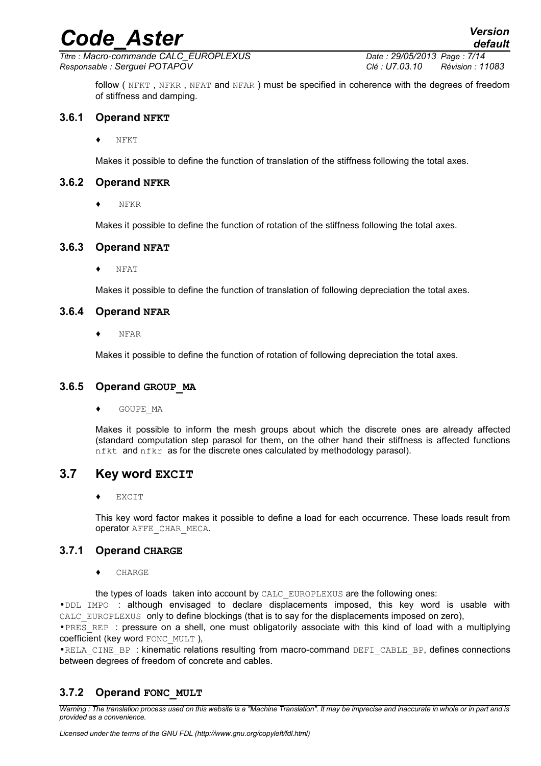follow ( NFKT , NFKR , NFAT and NFAR ) must be specified in coherence with the degrees of freedom of stiffness and damping.

### 3.6.1 Operand NFKT

♦ NFKT

Makes it possible to define the function of translation of the stiffness following the total axes.

### 3.6.2 Operand NFKR

♦ NFKR

Makes it possible to define the function of rotation of the stiffness following the total axes.

### 3.6.3 Operand NFAT

♦ NFAT

Makes it possible to define the function of translation of following depreciation the total axes.

### 3.6.4 Operand NFAR

♦ NFAR

Makes it possible to define the function of rotation of following depreciation the total axes.

### 3.6.5 Operand GROUP_MA

♦ GOUPE_MA

Makes it possible to inform the mesh groups about which the discrete ones are already affected (standard computation step parasol for them, on the other hand their stiffness is affected functions nfkt and nfkr as for the discrete ones calculated by methodology parasol).

## 3.7 Key word EXCIT

♦ EXCIT

This key word factor makes it possible to define a load for each occurrence. These loads result from operator AFFE_CHAR_MECA.

### 3.7.1 Operand CHARGE

♦ CHARGE

the types of loads taken into account by CALC_EUROPLEXUS are the following ones:

- DDL_IMPO : although envisaged to declare displacements imposed, this key word is usable with CALC_EUROPLEXUS only to define blockings (that is to say for the displacements imposed on zero),
- PRES_REP : pressure on a shell, one must obligatorily associate with this kind of load with a multiplying coefficient (key word FONC_MULT ),
- RELA_CINE_BP : kinematic relations resulting from macro-command DEFI_CABLE_BP, defines connections between degrees of freedom of concrete and cables.

### 3.7.2 Operand FONC_MULT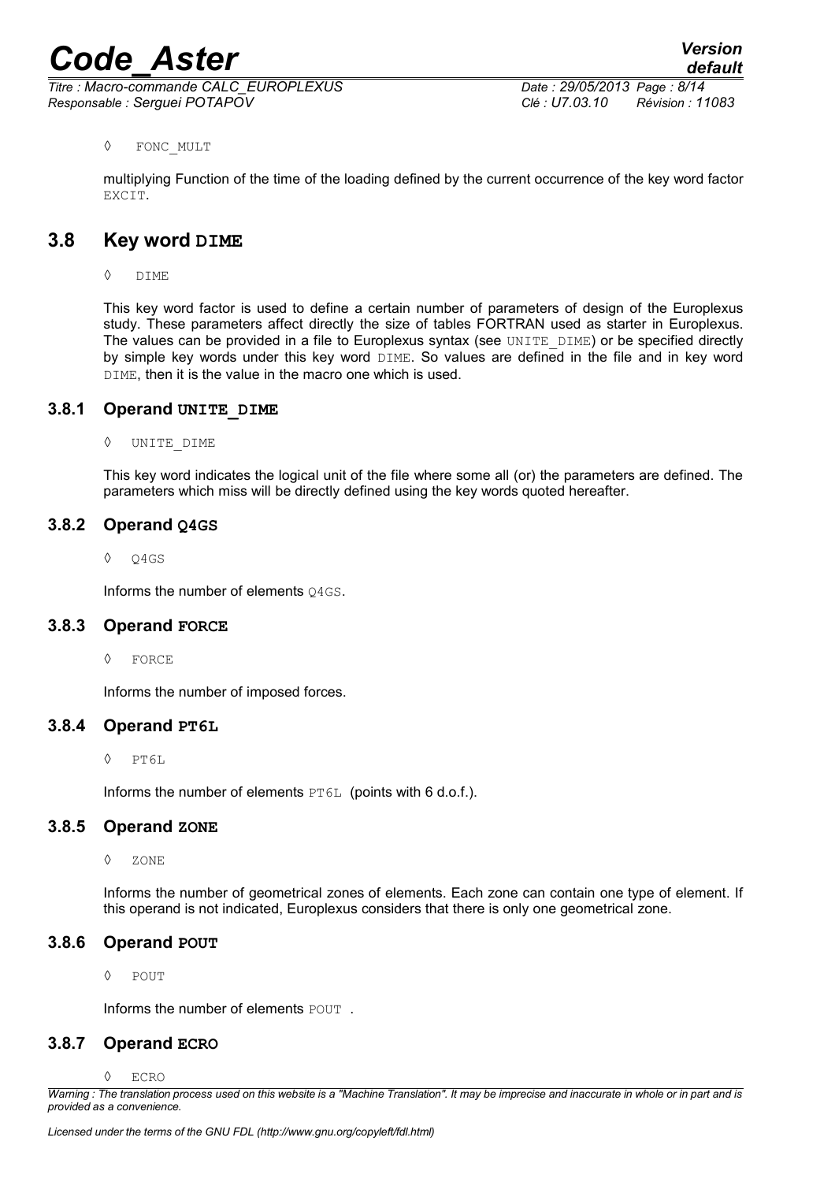◊ FONC_MULT

multiplying Function of the time of the loading defined by the current occurrence of the key word factor EXCIT.

## 3.8 Key word DIME

◊ DIME

This key word factor is used to define a certain number of parameters of design of the Europlexus study. These parameters affect directly the size of tables FORTRAN used as starter in Europlexus. The values can be provided in a file to Europlexus syntax (see UNITE_DIME) or be specified directly by simple key words under this key word DIME. So values are defined in the file and in key word DIME, then it is the value in the macro one which is used.

### 3.8.1 Operand UNITE_DIME

◊ UNITE_DIME

This key word indicates the logical unit of the file where some all (or) the parameters are defined. The parameters which miss will be directly defined using the key words quoted hereafter.

### 3.8.2 Operand Q4GS

◊ Q4GS

Informs the number of elements Q4GS.

### 3.8.3 Operand FORCE

◊ FORCE

Informs the number of imposed forces.

### 3.8.4 Operand PT6L

◊ PT6L

Informs the number of elements PT6L (points with 6 d.o.f.).

### 3.8.5 Operand ZONE

◊ ZONE

Informs the number of geometrical zones of elements. Each zone can contain one type of element. If this operand is not indicated, Europlexus considers that there is only one geometrical zone.

### 3.8.6 Operand POUT

◊ POUT

Informs the number of elements POUT .

### 3.8.7 Operand ECRO

◊ ECRO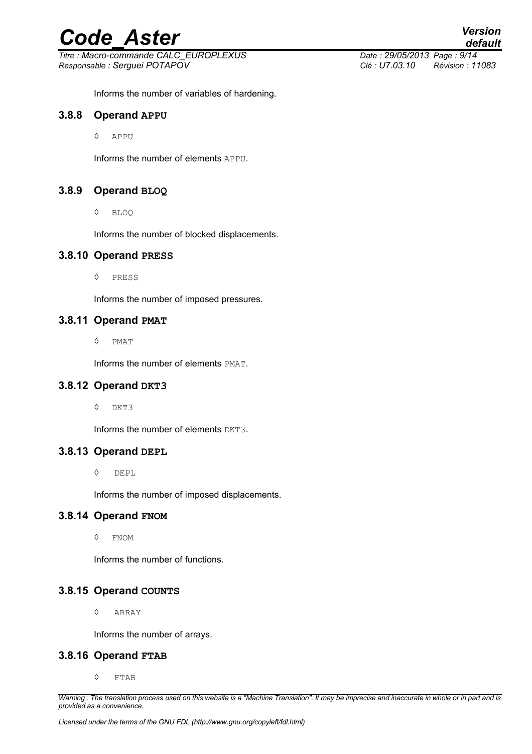Informs the number of variables of hardening.

### 3.8.8 Operand APPU

◊ APPU

Informs the number of elements APPU.

### 3.8.9 Operand BLOQ

◊ BLOQ

Informs the number of blocked displacements.

### 3.8.10 Operand PRESS

◊ PRESS

Informs the number of imposed pressures.

### 3.8.11 Operand PMAT

◊ PMAT

Informs the number of elements PMAT.

### 3.8.12 Operand DKT3

◊ DKT3

Informs the number of elements DKT3.

### 3.8.13 Operand DEPL

◊ DEPL

Informs the number of imposed displacements.

### 3.8.14 Operand FNOM

◊ FNOM

Informs the number of functions.

### 3.8.15 Operand COUNTS

◊ ARRAY

Informs the number of arrays.

### 3.8.16 Operand FTAB

◊ FTAB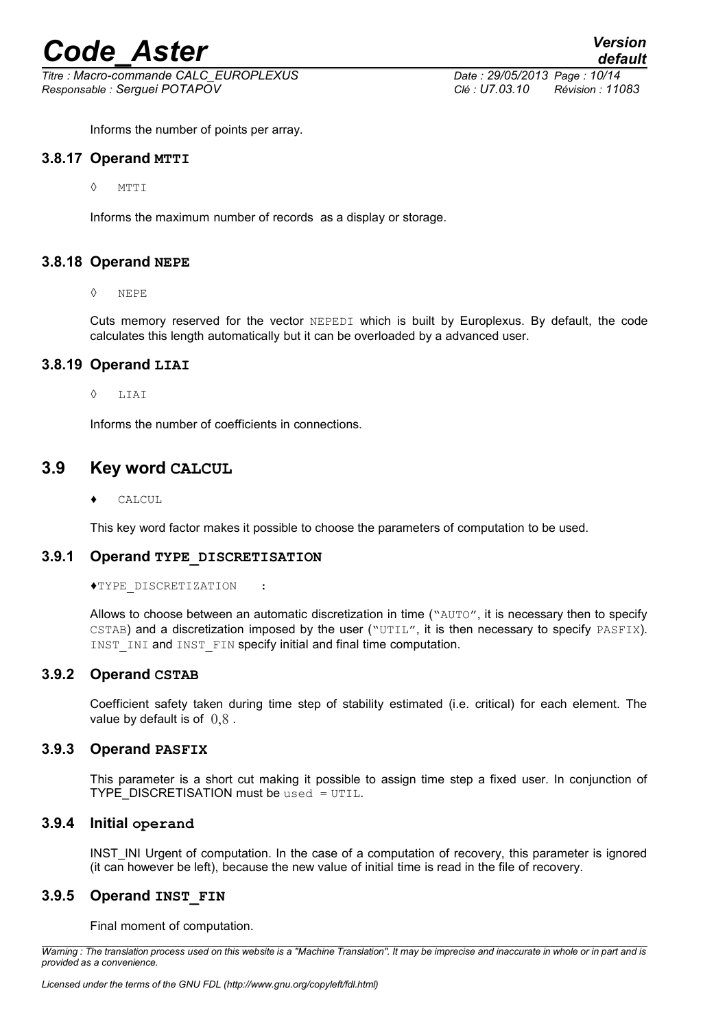Informs the number of points per array.

### 3.8.17 Operand MTTI

◊ MTTI

Informs the maximum number of records as a display or storage.

### 3.8.18 Operand NEPE

◊ NEPE

Cuts memory reserved for the vector NEPEDI which is built by Europlexus. By default, the code calculates this length automatically but it can be overloaded by a advanced user.

### 3.8.19 Operand LIAI

◊ LIAI

Informs the number of coefficients in connections.

## 3.9 Key word CALCUL

♦ CALCUL

This key word factor makes it possible to choose the parameters of computation to be used.

### 3.9.1 Operand TYPE_DISCRETISATION

♦TYPE_DISCRETIZATION :

Allows to choose between an automatic discretization in time ("AUTO", it is necessary then to specify CSTAB) and a discretization imposed by the user ("UTIL", it is then necessary to specify PASFIX). INST_INI and INST_FIN specify initial and final time computation.

### 3.9.2 Operand CSTAB

Coefficient safety taken during time step of stability estimated (i.e. critical) for each element. The value by default is of $0,8$ .

### 3.9.3 Operand PASFIX

This parameter is a short cut making it possible to assign time step a fixed user. In conjunction of TYPE_DISCRETISATION must be used = UTIL.

### 3.9.4 Initial operand

INST_INI Urgent of computation. In the case of a computation of recovery, this parameter is ignored (it can however be left), because the new value of initial time is read in the file of recovery.

### 3.9.5 Operand INST_FIN

Final moment of computation.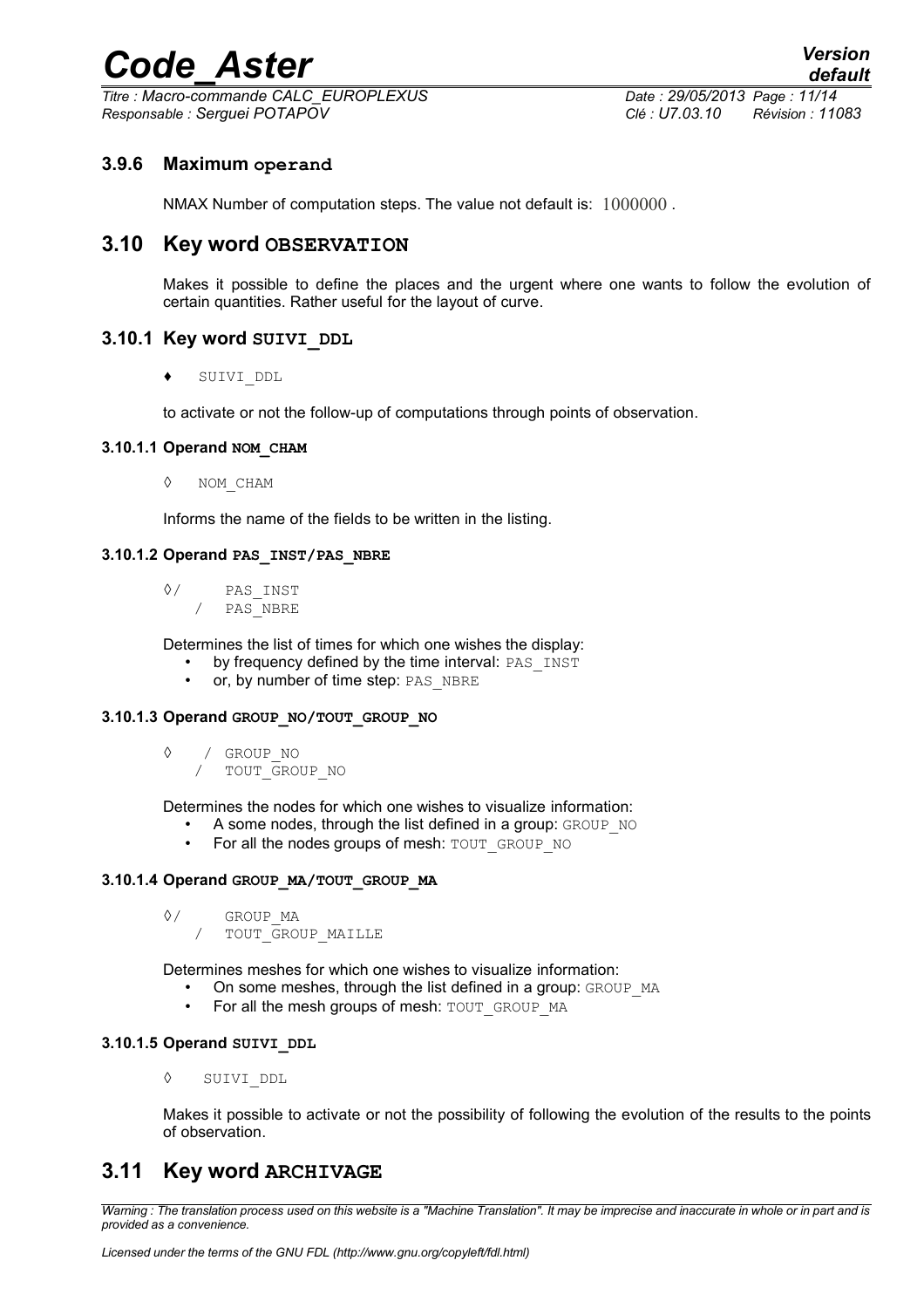### 3.9.6 Maximum operand

NMAX Number of computation steps. The value not default is: $1000000$.

## 3.10 Key word OBSERVATION

Makes it possible to define the places and the urgent where one wants to follow the evolution of certain quantities. Rather useful for the layout of curve.

### 3.10.1 Key word SUIVI_DDL

♦ SUIVI_DDL

to activate or not the follow-up of computations through points of observation.

#### 3.10.1.1 Operand NOM_CHAM

◊ NOM_CHAM

Informs the name of the fields to be written in the listing.

#### 3.10.1.2 Operand PAS_INST/PAS_NBRE

```
◊/    PAS_INST
  /   PAS_NBRE
```

Determines the list of times for which one wishes the display:

- by frequency defined by the time interval: PAS_INST
- or, by number of time step: PAS_NBRE

#### 3.10.1.3 Operand GROUP_NO/TOUT_GROUP_NO

```
◊   / GROUP_NO
    / TOUT_GROUP_NO
```

Determines the nodes for which one wishes to visualize information:

- A some nodes, through the list defined in a group: GROUP_NO
- For all the nodes groups of mesh: TOUT_GROUP_NO

#### 3.10.1.4 Operand GROUP_MA/TOUT_GROUP_MA

```
◊/    GROUP_MA
  /   TOUT_GROUP_MAILLE
```

Determines meshes for which one wishes to visualize information:

- On some meshes, through the list defined in a group: GROUP_MA
- For all the mesh groups of mesh: TOUT_GROUP_MA

#### 3.10.1.5 Operand SUIVI_DDL

◊ SUIVI_DDL

Makes it possible to activate or not the possibility of following the evolution of the results to the points of observation.

## 3.11 Key word ARCHIVAGE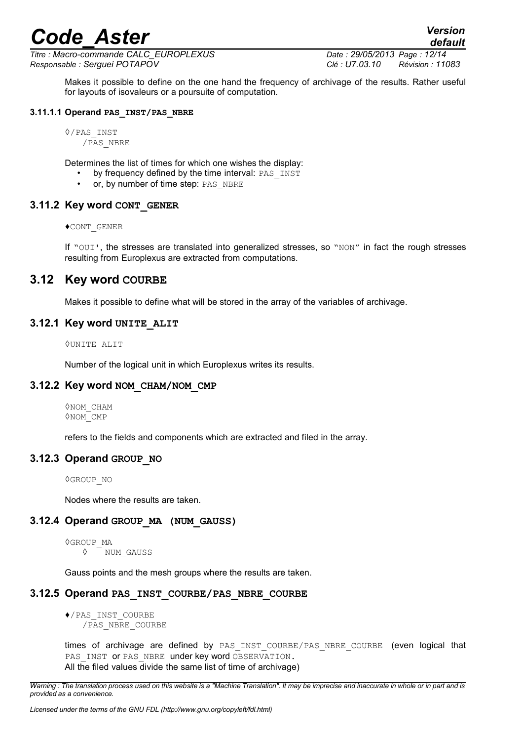Makes it possible to define on the one hand the frequency of archivage of the results. Rather useful for layouts of isovaleurs or a poursuite of computation.

#### 3.11.1.1 Operand PAS_INST/PAS_NBRE

```
◊/PAS_INST
   /PAS_NBRE
```

Determines the list of times for which one wishes the display:

- by frequency defined by the time interval: PAS_INST
- or, by number of time step: PAS_NBRE

### 3.11.2 Key word CONT_GENER

```
♦CONT_GENER
```

If "OUI', the stresses are translated into generalized stresses, so "NON" in fact the rough stresses resulting from Europlexus are extracted from computations.

## 3.12 Key word COURBE

Makes it possible to define what will be stored in the array of the variables of archivage.

### 3.12.1 Key word UNITE_ALIT

```
◊UNITE_ALIT
```

Number of the logical unit in which Europlexus writes its results.

### 3.12.2 Key word NOM_CHAM/NOM_CMP

```
◊NOM_CHAM
◊NOM_CMP
```

refers to the fields and components which are extracted and filed in the array.

### 3.12.3 Operand GROUP_NO

```
◊GROUP_NO
```

Nodes where the results are taken.

### 3.12.4 Operand GROUP_MA (NUM_GAUSS)

```
◊GROUP_MA
   ◊   NUM_GAUSS
```

Gauss points and the mesh groups where the results are taken.

### 3.12.5 Operand PAS_INST_COURBE/PAS_NBRE_COURBE

```
♦/PAS_INST_COURBE
   /PAS_NBRE_COURBE
```

times of archivage are defined by PAS_INST_COURBE/PAS_NBRE_COURBE (even logical that PAS_INST or PAS_NBRE under key word OBSERVATION.
All the filed values divide the same list of time of archivage)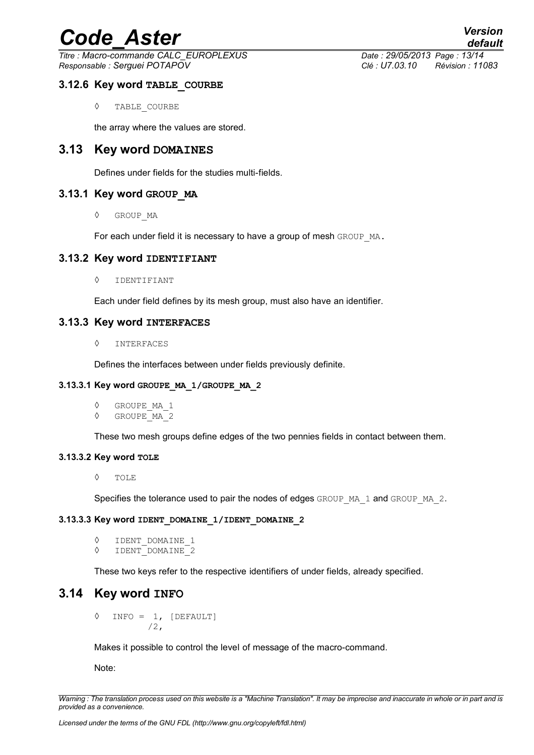### 3.12.6 Key word **TABLE_COURBE**

◊ TABLE_COURBE

the array where the values are stored.

## 3.13 Key word **DOMAINES**

Defines under fields for the studies multi-fields.

### 3.13.1 Key word **GROUP_MA**

◊ GROUP_MA

For each under field it is necessary to have a group of mesh GROUP_MA.

### 3.13.2 Key word **IDENTIFIANT**

◊ IDENTIFIANT

Each under field defines by its mesh group, must also have an identifier.

### 3.13.3 Key word **INTERFACES**

◊ INTERFACES

Defines the interfaces between under fields previously definite.

#### 3.13.3.1 Key word **GROUPE_MA_1/GROUPE_MA_2**

◊ GROUPE_MA_1
◊ GROUPE_MA_2

These two mesh groups define edges of the two pennies fields in contact between them.

#### 3.13.3.2 Key word **TOLE**

◊ TOLE

Specifies the tolerance used to pair the nodes of edges GROUP_MA_1 and GROUP_MA_2.

#### 3.13.3.3 Key word **IDENT_DOMAINE_1/IDENT_DOMAINE_2**

◊ IDENT_DOMAINE_1
◊ IDENT_DOMAINE_2

These two keys refer to the respective identifiers of under fields, already specified.

## 3.14 Key word **INFO**

```
◊  INFO =  1, [DEFAULT]
          /2,
```

Makes it possible to control the level of message of the macro-command.

Note: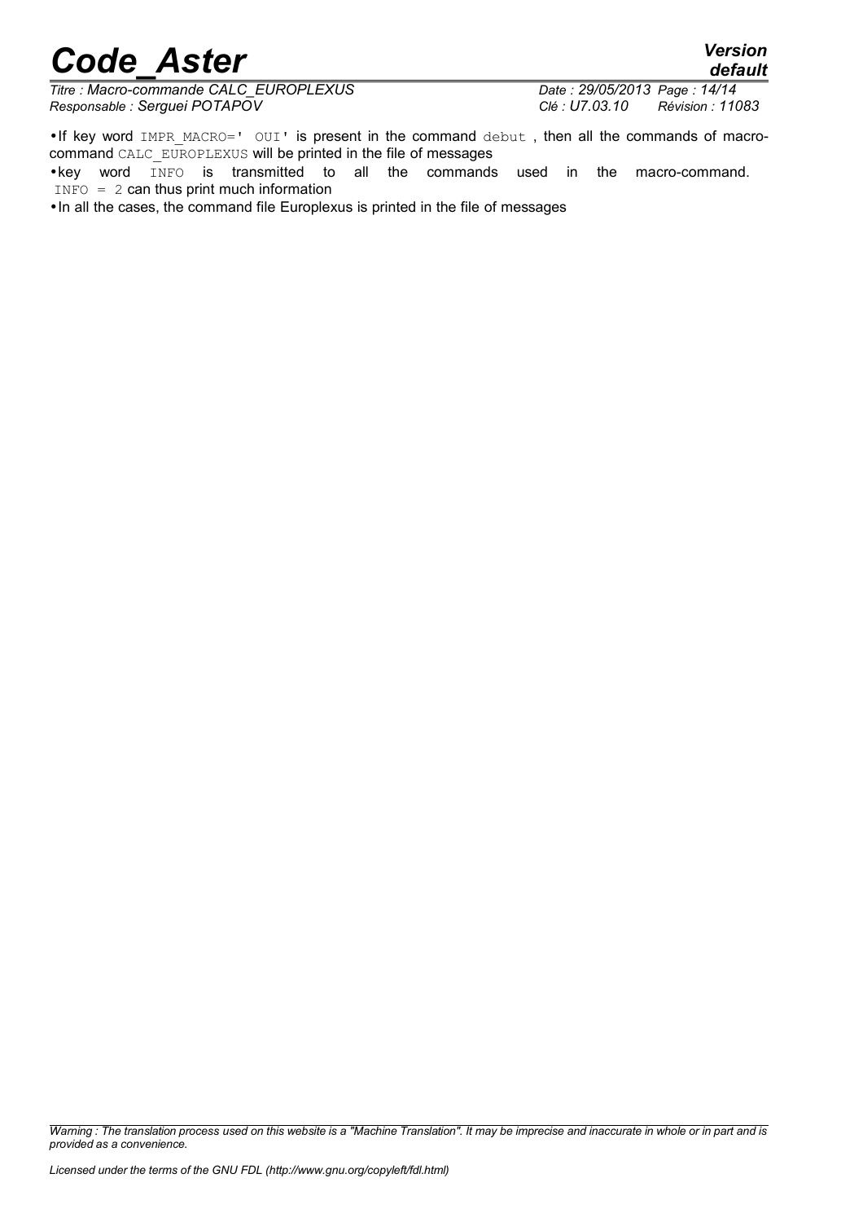- If key word IMPR_MACRO=' OUI' is present in the command debut , then all the commands of macro-command CALC_EUROPLEXUS will be printed in the file of messages
- key word INFO is transmitted to all the commands used in the macro-command. INFO = 2 can thus print much information
- In all the cases, the command file Europlexus is printed in the file of messages